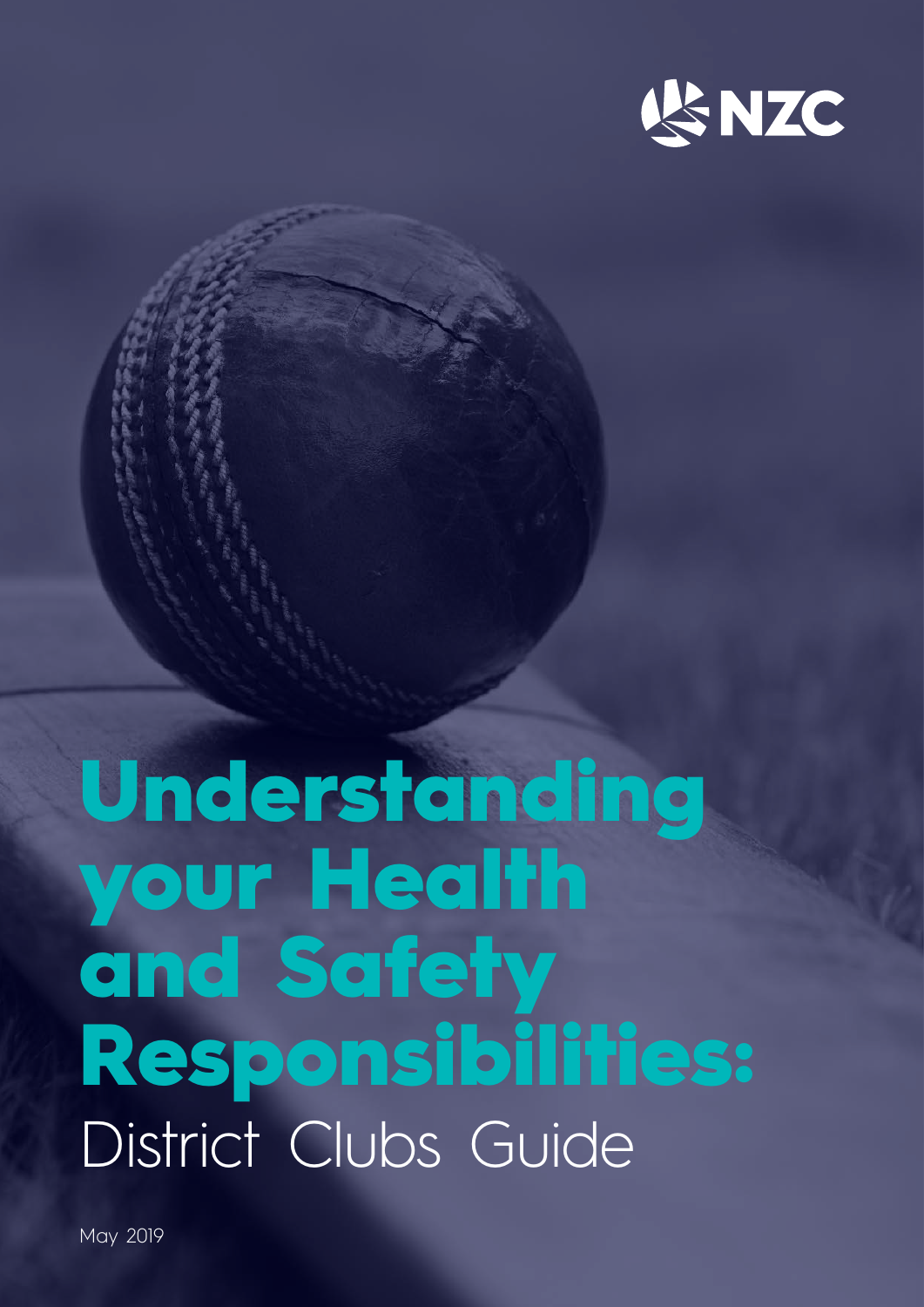NZC

# Understanding your Health and Safety Responsibilities:

## District Clubs Guide

May 2019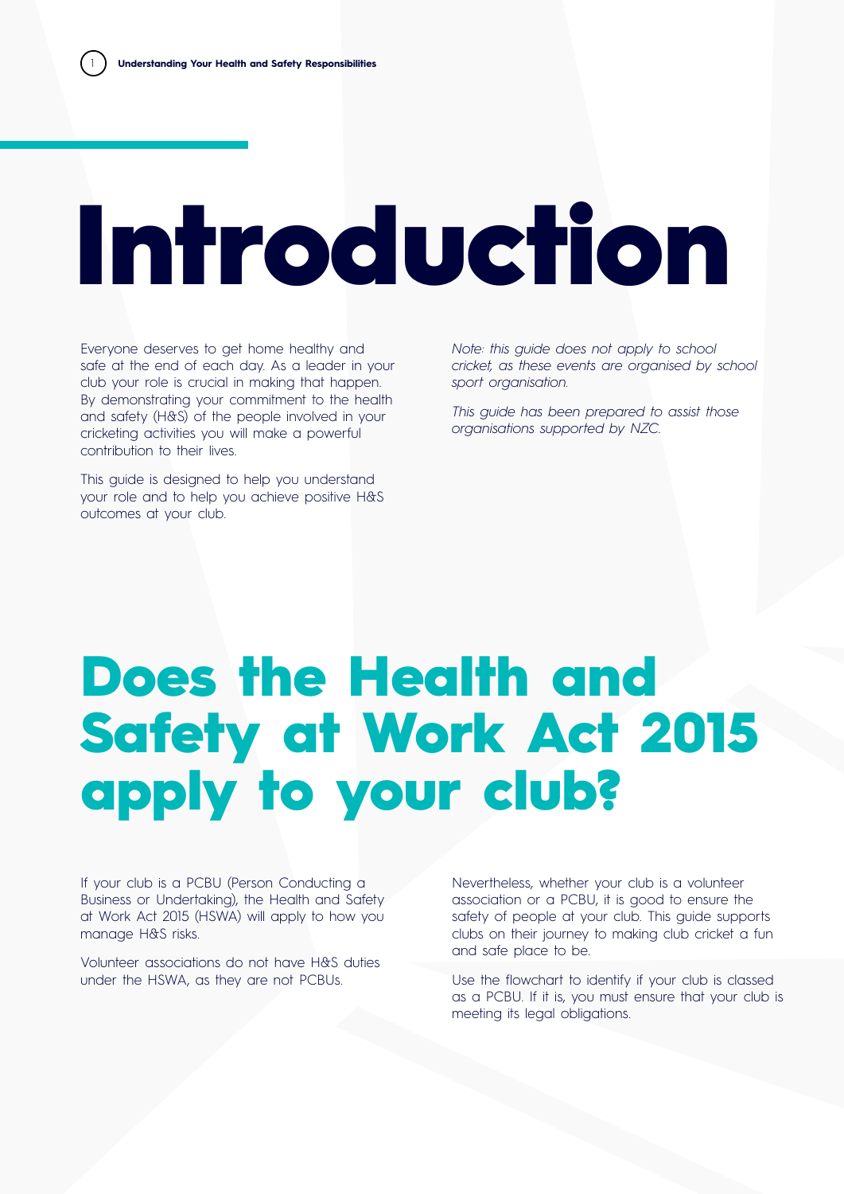# Introduction

Everyone deserves to get home healthy and safe at the end of each day. As a leader in your club your role is crucial in making that happen. By demonstrating your commitment to the health and safety (H&S) of the people involved in your cricketing activities you will make a powerful contribution to their lives.

This guide is designed to help you understand your role and to help you achieve positive H&S outcomes at your club.

*Note: this guide does not apply to school cricket, as these events are organised by school sport organisation.*

*This guide has been prepared to assist those organisations supported by NZC.*

# Does the Health and Safety at Work Act 2015 apply to your club?

If your club is a PCBU (Person Conducting a Business or Undertaking), the Health and Safety at Work Act 2015 (HSWA) will apply to how you manage H&S risks.

Volunteer associations do not have H&S duties under the HSWA, as they are not PCBUs.

Nevertheless, whether your club is a volunteer association or a PCBU, it is good to ensure the safety of people at your club. This guide supports clubs on their journey to making club cricket a fun and safe place to be.

Use the flowchart to identify if your club is classed as a PCBU. If it is, you must ensure that your club is meeting its legal obligations.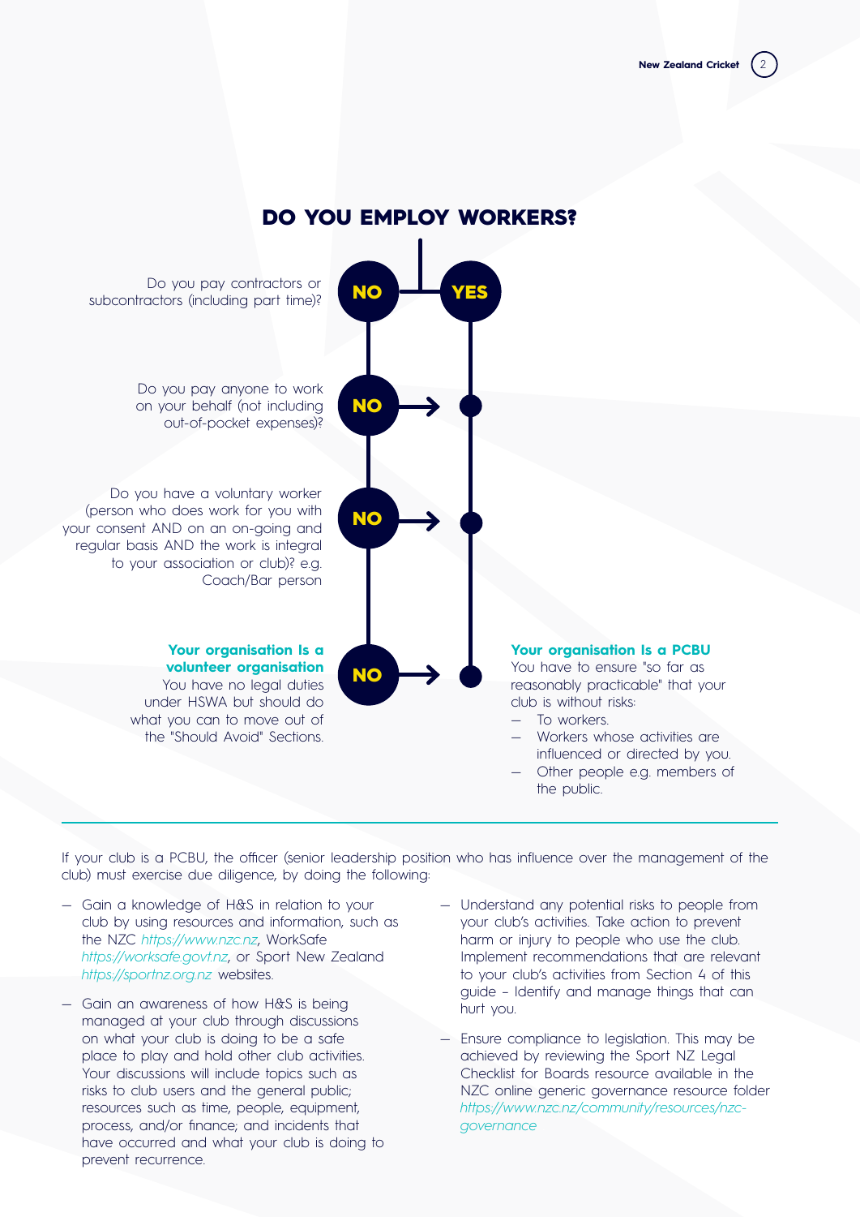## DO YOU EMPLOY WORKERS?

Do you pay contractors or subcontractors (including part time)? **NO** / **YES**

Do you pay anyone to work on your behalf (not including out-of-pocket expenses)? **NO** →

Do you have a voluntary worker (person who does work for you with your consent AND on an on-going and regular basis AND the work is integral to your association or club)? e.g. Coach/Bar person **NO** →

**NO** →

**Your organisation Is a volunteer organisation**
You have no legal duties under HSWA but should do what you can to move out of the "Should Avoid" Sections.

**Your organisation Is a PCBU**
You have to ensure "so far as reasonably practicable" that your club is without risks:

- To workers.
- Workers whose activities are influenced or directed by you.
- Other people e.g. members of the public.

---

If your club is a PCBU, the officer (senior leadership position who has influence over the management of the club) must exercise due diligence, by doing the following:

- Gain a knowledge of H&S in relation to your club by using resources and information, such as the NZC *https://www.nzc.nz*, WorkSafe *https://worksafe.govt.nz*, or Sport New Zealand *https://sportnz.org.nz* websites.
- Gain an awareness of how H&S is being managed at your club through discussions on what your club is doing to be a safe place to play and hold other club activities. Your discussions will include topics such as risks to club users and the general public; resources such as time, people, equipment, process, and/or finance; and incidents that have occurred and what your club is doing to prevent recurrence.
- Understand any potential risks to people from your club's activities. Take action to prevent harm or injury to people who use the club. Implement recommendations that are relevant to your club's activities from Section 4 of this guide – Identify and manage things that can hurt you.
- Ensure compliance to legislation. This may be achieved by reviewing the Sport NZ Legal Checklist for Boards resource available in the NZC online generic governance resource folder *https://www.nzc.nz/community/resources/nzc-governance*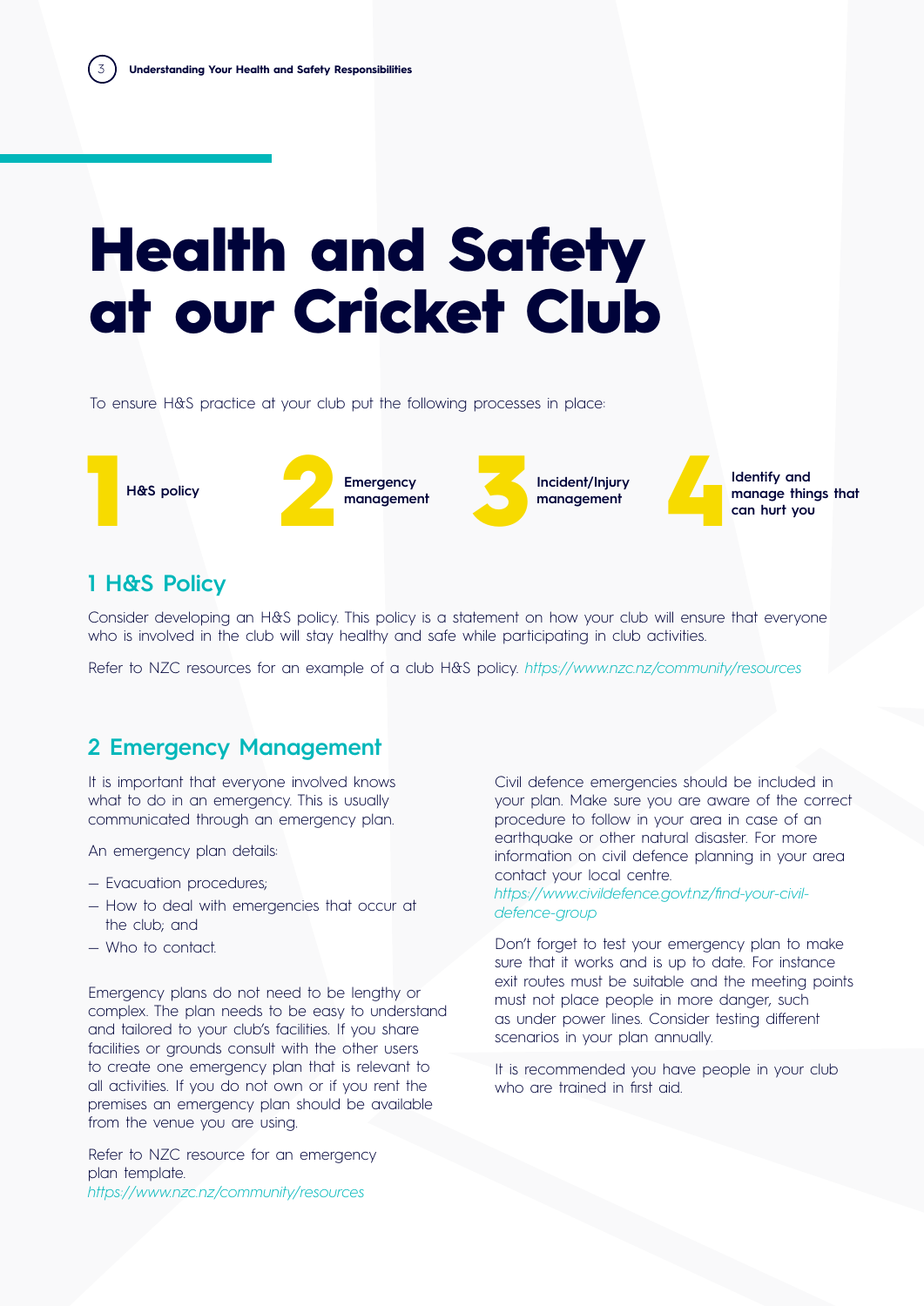# Health and Safety at our Cricket Club

To ensure H&S practice at your club put the following processes in place:

1. H&S policy
2. Emergency management
3. Incident/Injury management
4. Identify and manage things that can hurt you

## 1 H&S Policy

Consider developing an H&S policy. This policy is a statement on how your club will ensure that everyone who is involved in the club will stay healthy and safe while participating in club activities.

Refer to NZC resources for an example of a club H&S policy. *https://www.nzc.nz/community/resources*

## 2 Emergency Management

It is important that everyone involved knows what to do in an emergency. This is usually communicated through an emergency plan.

An emergency plan details:

- Evacuation procedures;
- How to deal with emergencies that occur at the club; and
- Who to contact.

Emergency plans do not need to be lengthy or complex. The plan needs to be easy to understand and tailored to your club's facilities. If you share facilities or grounds consult with the other users to create one emergency plan that is relevant to all activities. If you do not own or if you rent the premises an emergency plan should be available from the venue you are using.

Refer to NZC resource for an emergency plan template.
*https://www.nzc.nz/community/resources*

Civil defence emergencies should be included in your plan. Make sure you are aware of the correct procedure to follow in your area in case of an earthquake or other natural disaster. For more information on civil defence planning in your area contact your local centre.
*https://www.civildefence.govt.nz/find-your-civil-defence-group*

Don't forget to test your emergency plan to make sure that it works and is up to date. For instance exit routes must be suitable and the meeting points must not place people in more danger, such as under power lines. Consider testing different scenarios in your plan annually.

It is recommended you have people in your club who are trained in first aid.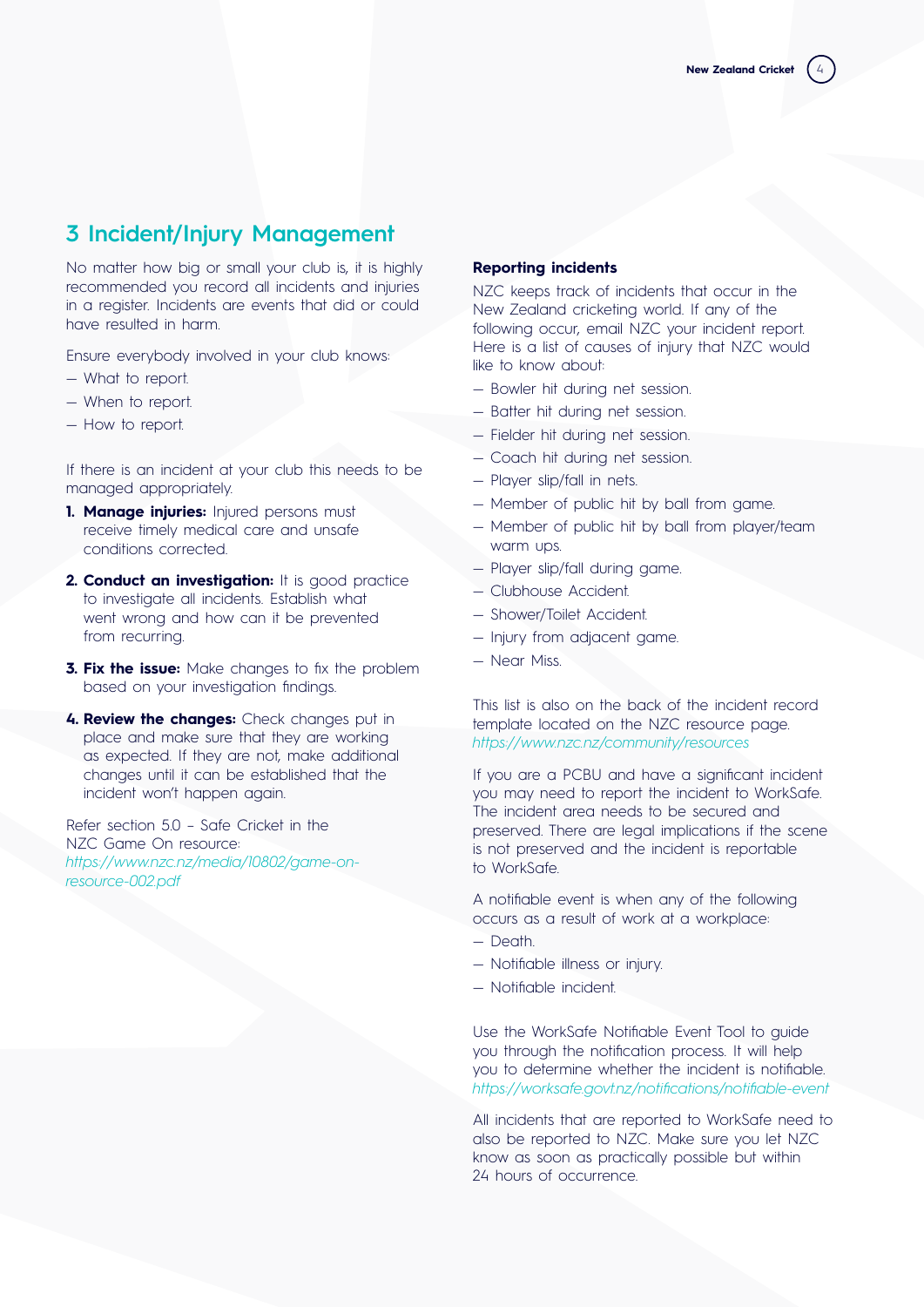## 3 Incident/Injury Management

No matter how big or small your club is, it is highly recommended you record all incidents and injuries in a register. Incidents are events that did or could have resulted in harm.

Ensure everybody involved in your club knows:

- What to report.
- When to report.
- How to report.

If there is an incident at your club this needs to be managed appropriately.

1. **Manage injuries:** Injured persons must receive timely medical care and unsafe conditions corrected.
2. **Conduct an investigation:** It is good practice to investigate all incidents. Establish what went wrong and how can it be prevented from recurring.
3. **Fix the issue:** Make changes to fix the problem based on your investigation findings.
4. **Review the changes:** Check changes put in place and make sure that they are working as expected. If they are not, make additional changes until it can be established that the incident won't happen again.

Refer section 5.0 – Safe Cricket in the NZC Game On resource: *https://www.nzc.nz/media/10802/game-on-resource-002.pdf*

**Reporting incidents**

NZC keeps track of incidents that occur in the New Zealand cricketing world. If any of the following occur, email NZC your incident report. Here is a list of causes of injury that NZC would like to know about:

- Bowler hit during net session.
- Batter hit during net session.
- Fielder hit during net session.
- Coach hit during net session.
- Player slip/fall in nets.
- Member of public hit by ball from game.
- Member of public hit by ball from player/team warm ups.
- Player slip/fall during game.
- Clubhouse Accident.
- Shower/Toilet Accident.
- Injury from adjacent game.
- Near Miss.

This list is also on the back of the incident record template located on the NZC resource page. *https://www.nzc.nz/community/resources*

If you are a PCBU and have a significant incident you may need to report the incident to WorkSafe. The incident area needs to be secured and preserved. There are legal implications if the scene is not preserved and the incident is reportable to WorkSafe.

A notifiable event is when any of the following occurs as a result of work at a workplace:

- Death.
- Notifiable illness or injury.
- Notifiable incident.

Use the WorkSafe Notifiable Event Tool to guide you through the notification process. It will help you to determine whether the incident is notifiable. *https://worksafe.govt.nz/notifications/notifiable-event*

All incidents that are reported to WorkSafe need to also be reported to NZC. Make sure you let NZC know as soon as practically possible but within 24 hours of occurrence.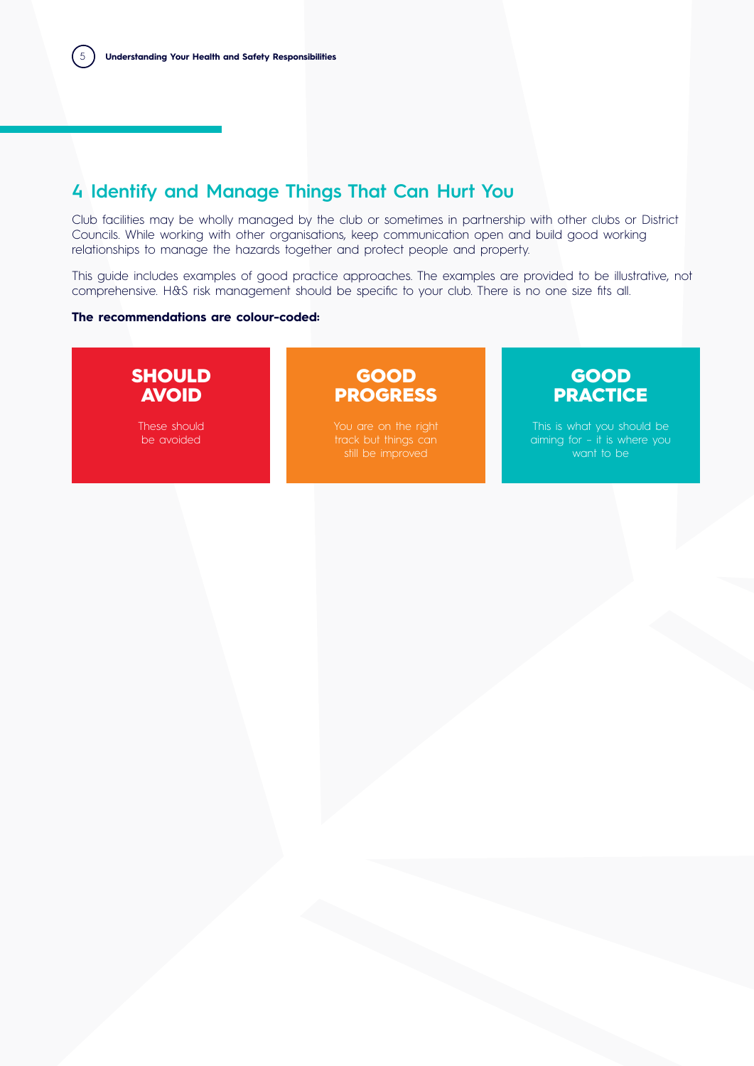## 4 Identify and Manage Things That Can Hurt You

Club facilities may be wholly managed by the club or sometimes in partnership with other clubs or District Councils. While working with other organisations, keep communication open and build good working relationships to manage the hazards together and protect people and property.

This guide includes examples of good practice approaches. The examples are provided to be illustrative, not comprehensive. H&S risk management should be specific to your club. There is no one size fits all.

**The recommendations are colour-coded:**

**SHOULD AVOID**

These should be avoided

**GOOD PROGRESS**

You are on the right track but things can still be improved

**GOOD PRACTICE**

This is what you should be aiming for – it is where you want to be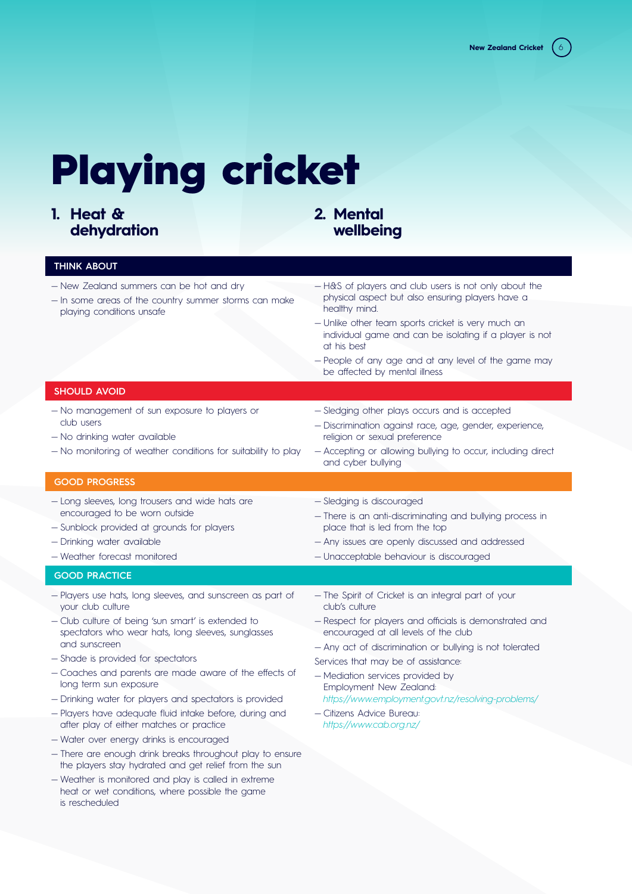# Playing cricket

This page is laid out as a two-column table: column 1 is "1. Heat & dehydration" and column 2 is "2. Mental wellbeing". Each row below is one category, with entries separated by <br>.

| | 1. Heat & dehydration | 2. Mental wellbeing |
|---|---|---|
| **THINK ABOUT** | – New Zealand summers can be hot and dry<br>– In some areas of the country summer storms can make playing conditions unsafe | – H&S of players and club users is not only about the physical aspect but also ensuring players have a healthy mind.<br>– Unlike other team sports cricket is very much an individual game and can be isolating if a player is not at his best<br>– People of any age and at any level of the game may be affected by mental illness |
| **SHOULD AVOID** | – No management of sun exposure to players or club users<br>– No drinking water available<br>– No monitoring of weather conditions for suitability to play | – Sledging other plays occurs and is accepted<br>– Discrimination against race, age, gender, experience, religion or sexual preference<br>– Accepting or allowing bullying to occur, including direct and cyber bullying |
| **GOOD PROGRESS** | – Long sleeves, long trousers and wide hats are encouraged to be worn outside<br>– Sunblock provided at grounds for players<br>– Drinking water available<br>– Weather forecast monitored | – Sledging is discouraged<br>– There is an anti-discriminating and bullying process in place that is led from the top<br>– Any issues are openly discussed and addressed<br>– Unacceptable behaviour is discouraged |
| **GOOD PRACTICE** | – Players use hats, long sleeves, and sunscreen as part of your club culture<br>– Club culture of being 'sun smart' is extended to spectators who wear hats, long sleeves, sunglasses and sunscreen<br>– Shade is provided for spectators<br>– Coaches and parents are made aware of the effects of long term sun exposure<br>– Drinking water for players and spectators is provided<br>– Players have adequate fluid intake before, during and after play of either matches or practice<br>– Water over energy drinks is encouraged<br>– There are enough drink breaks throughout play to ensure the players stay hydrated and get relief from the sun<br>– Weather is monitored and play is called in extreme heat or wet conditions, where possible the game is rescheduled | – The Spirit of Cricket is an integral part of your club's culture<br>– Respect for players and officials is demonstrated and encouraged at all levels of the club<br>– Any act of discrimination or bullying is not tolerated<br>Services that may be of assistance:<br>– Mediation services provided by Employment New Zealand: *https://www.employment.govt.nz/resolving-problems/*<br>– Citizens Advice Bureau: *https://www.cab.org.nz/* |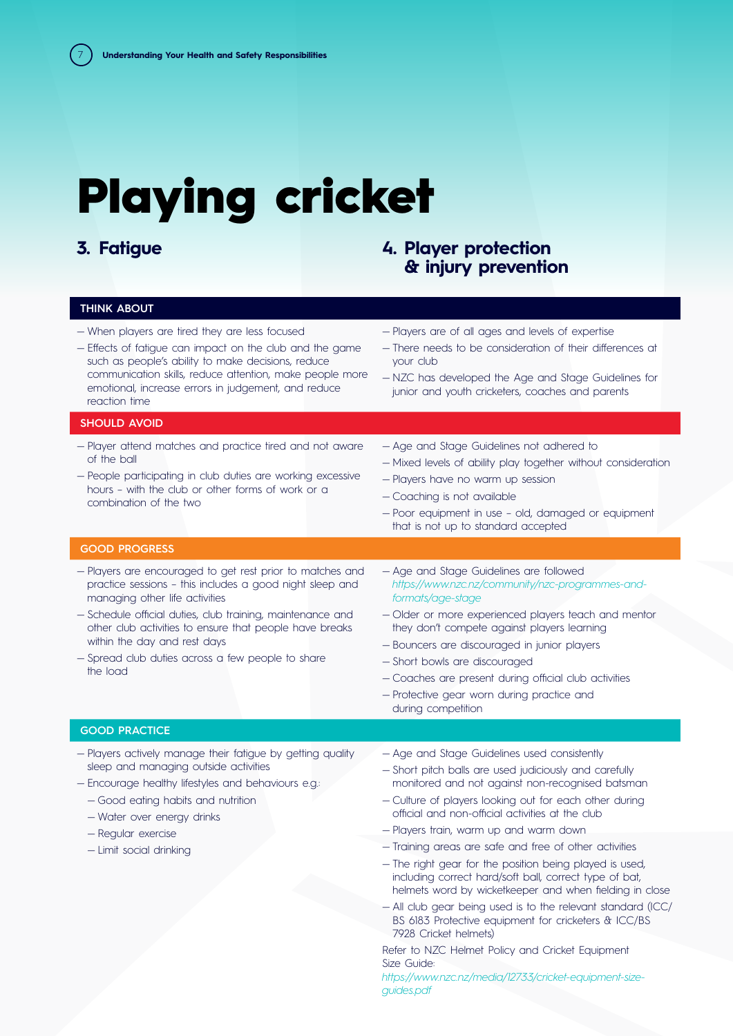# Playing cricket

## 3. Fatigue

### THINK ABOUT

- When players are tired they are less focused
- Effects of fatigue can impact on the club and the game such as people's ability to make decisions, reduce communication skills, reduce attention, make people more emotional, increase errors in judgement, and reduce reaction time

### SHOULD AVOID

- Player attend matches and practice tired and not aware of the ball
- People participating in club duties are working excessive hours – with the club or other forms of work or a combination of the two

### GOOD PROGRESS

- Players are encouraged to get rest prior to matches and practice sessions – this includes a good night sleep and managing other life activities
- Schedule official duties, club training, maintenance and other club activities to ensure that people have breaks within the day and rest days
- Spread club duties across a few people to share the load

### GOOD PRACTICE

- Players actively manage their fatigue by getting quality sleep and managing outside activities
- Encourage healthy lifestyles and behaviours e.g.:
  - Good eating habits and nutrition
  - Water over energy drinks
  - Regular exercise
  - Limit social drinking

## 4. Player protection & injury prevention

### THINK ABOUT

- Players are of all ages and levels of expertise
- There needs to be consideration of their differences at your club
- NZC has developed the Age and Stage Guidelines for junior and youth cricketers, coaches and parents

### SHOULD AVOID

- Age and Stage Guidelines not adhered to
- Mixed levels of ability play together without consideration
- Players have no warm up session
- Coaching is not available
- Poor equipment in use – old, damaged or equipment that is not up to standard accepted

### GOOD PROGRESS

- Age and Stage Guidelines are followed *https://www.nzc.nz/community/nzc-programmes-and-formats/age-stage*
- Older or more experienced players teach and mentor they don't compete against players learning
- Bouncers are discouraged in junior players
- Short bowls are discouraged
- Coaches are present during official club activities
- Protective gear worn during practice and during competition

### GOOD PRACTICE

- Age and Stage Guidelines used consistently
- Short pitch balls are used judiciously and carefully monitored and not against non-recognised batsman
- Culture of players looking out for each other during official and non-official activities at the club
- Players train, warm up and warm down
- Training areas are safe and free of other activities
- The right gear for the position being played is used, including correct hard/soft ball, correct type of bat, helmets word by wicketkeeper and when fielding in close
- All club gear being used is to the relevant standard (ICC/BS 6183 Protective equipment for cricketers & ICC/BS 7928 Cricket helmets)

Refer to NZC Helmet Policy and Cricket Equipment Size Guide: *https://www.nzc.nz/media/12733/cricket-equipment-size-guides.pdf*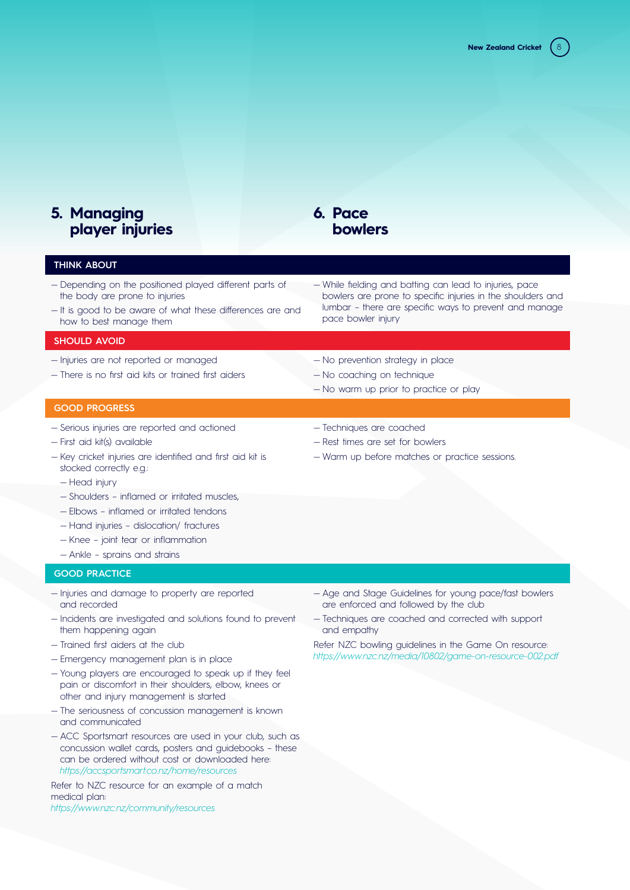## 5. Managing player injuries

### THINK ABOUT

- Depending on the positioned played different parts of the body are prone to injuries
- It is good to be aware of what these differences are and how to best manage them

### SHOULD AVOID

- Injuries are not reported or managed
- There is no first aid kits or trained first aiders

### GOOD PROGRESS

- Serious injuries are reported and actioned
- First aid kit(s) available
- Key cricket injuries are identified and first aid kit is stocked correctly e.g.:
  - Head injury
  - Shoulders – inflamed or irritated muscles,
  - Elbows – inflamed or irritated tendons
  - Hand injuries – dislocation/ fractures
  - Knee – joint tear or inflammation
  - Ankle – sprains and strains

### GOOD PRACTICE

- Injuries and damage to property are reported and recorded
- Incidents are investigated and solutions found to prevent them happening again
- Trained first aiders at the club
- Emergency management plan is in place
- Young players are encouraged to speak up if they feel pain or discomfort in their shoulders, elbow, knees or other and injury management is started
- The seriousness of concussion management is known and communicated
- ACC Sportsmart resources are used in your club, such as concussion wallet cards, posters and guidebooks – these can be ordered without cost or downloaded here: *https://accsportsmart.co.nz/home/resources*

Refer to NZC resource for an example of a match medical plan:
*https://www.nzc.nz/community/resources*

## 6. Pace bowlers

### THINK ABOUT

- While fielding and batting can lead to injuries, pace bowlers are prone to specific injuries in the shoulders and lumbar – there are specific ways to prevent and manage pace bowler injury

### SHOULD AVOID

- No prevention strategy in place
- No coaching on technique
- No warm up prior to practice or play

### GOOD PROGRESS

- Techniques are coached
- Rest times are set for bowlers
- Warm up before matches or practice sessions.

### GOOD PRACTICE

- Age and Stage Guidelines for young pace/fast bowlers are enforced and followed by the club
- Techniques are coached and corrected with support and empathy

Refer NZC bowling guidelines in the Game On resource:
*https://www.nzc.nz/media/10802/game-on-resource-002.pdf*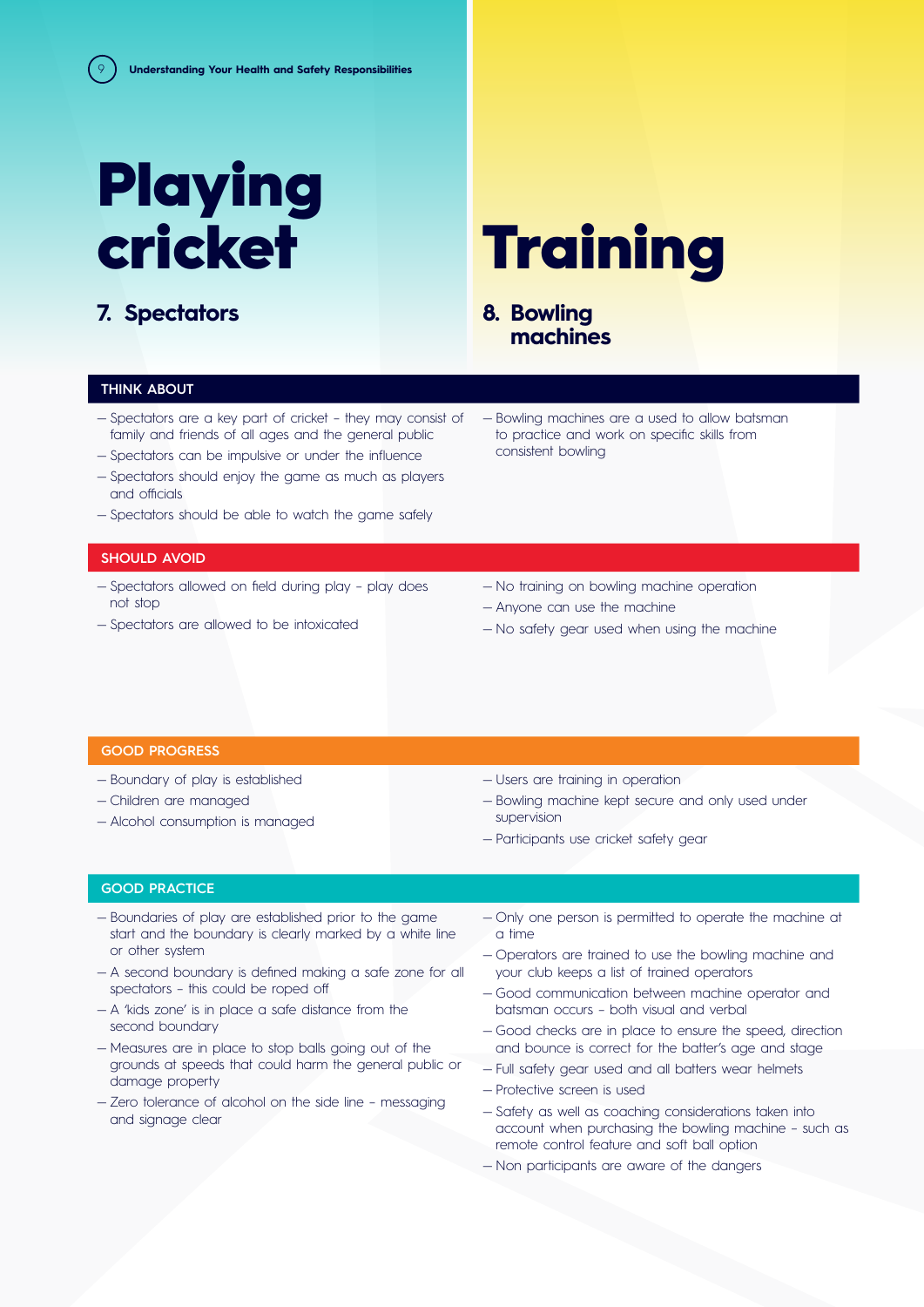# Playing cricket

## 7. Spectators

### THINK ABOUT

- Spectators are a key part of cricket – they may consist of family and friends of all ages and the general public
- Spectators can be impulsive or under the influence
- Spectators should enjoy the game as much as players and officials
- Spectators should be able to watch the game safely

### SHOULD AVOID

- Spectators allowed on field during play – play does not stop
- Spectators are allowed to be intoxicated

### GOOD PROGRESS

- Boundary of play is established
- Children are managed
- Alcohol consumption is managed

### GOOD PRACTICE

- Boundaries of play are established prior to the game start and the boundary is clearly marked by a white line or other system
- A second boundary is defined making a safe zone for all spectators – this could be roped off
- A 'kids zone' is in place a safe distance from the second boundary
- Measures are in place to stop balls going out of the grounds at speeds that could harm the general public or damage property
- Zero tolerance of alcohol on the side line – messaging and signage clear

# Training

## 8. Bowling machines

### THINK ABOUT

- Bowling machines are a used to allow batsman to practice and work on specific skills from consistent bowling

### SHOULD AVOID

- No training on bowling machine operation
- Anyone can use the machine
- No safety gear used when using the machine

### GOOD PROGRESS

- Users are training in operation
- Bowling machine kept secure and only used under supervision
- Participants use cricket safety gear

### GOOD PRACTICE

- Only one person is permitted to operate the machine at a time
- Operators are trained to use the bowling machine and your club keeps a list of trained operators
- Good communication between machine operator and batsman occurs – both visual and verbal
- Good checks are in place to ensure the speed, direction and bounce is correct for the batter's age and stage
- Full safety gear used and all batters wear helmets
- Protective screen is used
- Safety as well as coaching considerations taken into account when purchasing the bowling machine – such as remote control feature and soft ball option
- Non participants are aware of the dangers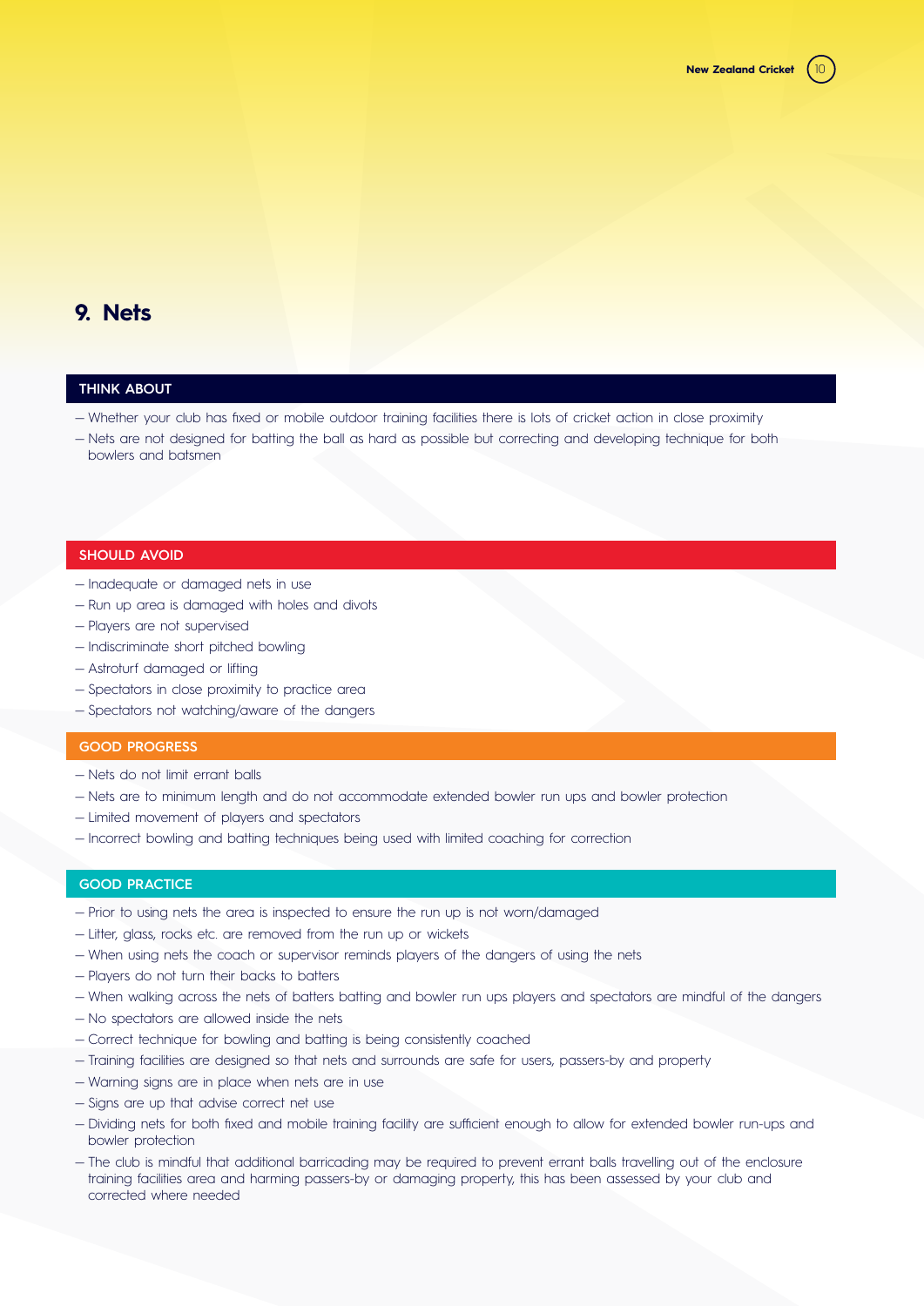# 9. Nets

## THINK ABOUT

- Whether your club has fixed or mobile outdoor training facilities there is lots of cricket action in close proximity
- Nets are not designed for batting the ball as hard as possible but correcting and developing technique for both bowlers and batsmen

## SHOULD AVOID

- Inadequate or damaged nets in use
- Run up area is damaged with holes and divots
- Players are not supervised
- Indiscriminate short pitched bowling
- Astroturf damaged or lifting
- Spectators in close proximity to practice area
- Spectators not watching/aware of the dangers

## GOOD PROGRESS

- Nets do not limit errant balls
- Nets are to minimum length and do not accommodate extended bowler run ups and bowler protection
- Limited movement of players and spectators
- Incorrect bowling and batting techniques being used with limited coaching for correction

## GOOD PRACTICE

- Prior to using nets the area is inspected to ensure the run up is not worn/damaged
- Litter, glass, rocks etc. are removed from the run up or wickets
- When using nets the coach or supervisor reminds players of the dangers of using the nets
- Players do not turn their backs to batters
- When walking across the nets of batters batting and bowler run ups players and spectators are mindful of the dangers
- No spectators are allowed inside the nets
- Correct technique for bowling and batting is being consistently coached
- Training facilities are designed so that nets and surrounds are safe for users, passers-by and property
- Warning signs are in place when nets are in use
- Signs are up that advise correct net use
- Dividing nets for both fixed and mobile training facility are sufficient enough to allow for extended bowler run-ups and bowler protection
- The club is mindful that additional barricading may be required to prevent errant balls travelling out of the enclosure training facilities area and harming passers-by or damaging property, this has been assessed by your club and corrected where needed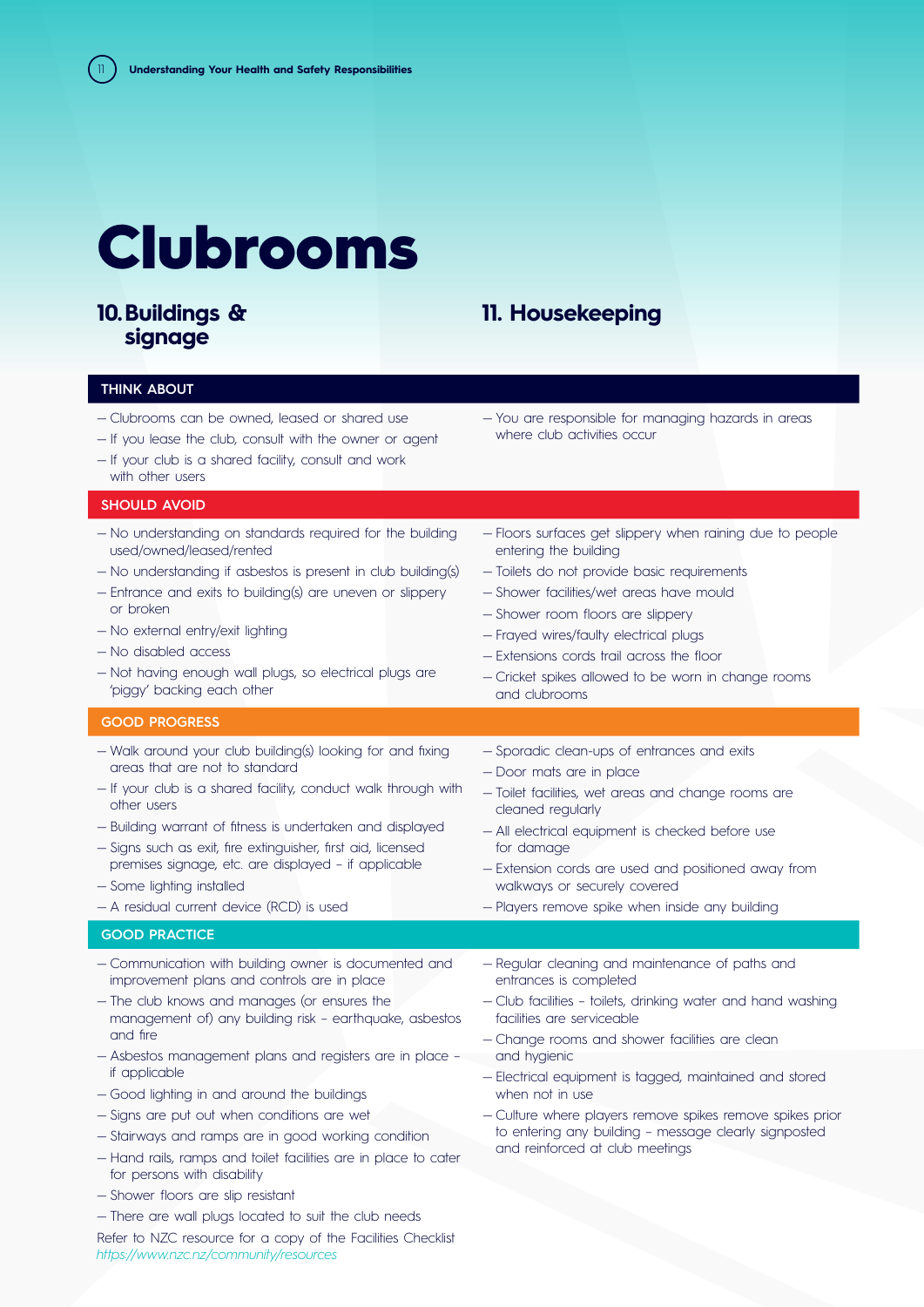# Clubrooms

## 10. Buildings & signage

### THINK ABOUT

- Clubrooms can be owned, leased or shared use
- If you lease the club, consult with the owner or agent
- If your club is a shared facility, consult and work with other users

### SHOULD AVOID

- No understanding on standards required for the building used/owned/leased/rented
- No understanding if asbestos is present in club building(s)
- Entrance and exits to building(s) are uneven or slippery or broken
- No external entry/exit lighting
- No disabled access
- Not having enough wall plugs, so electrical plugs are 'piggy' backing each other

### GOOD PROGRESS

- Walk around your club building(s) looking for and fixing areas that are not to standard
- If your club is a shared facility, conduct walk through with other users
- Building warrant of fitness is undertaken and displayed
- Signs such as exit, fire extinguisher, first aid, licensed premises signage, etc. are displayed – if applicable
- Some lighting installed
- A residual current device (RCD) is used

### GOOD PRACTICE

- Communication with building owner is documented and improvement plans and controls are in place
- The club knows and manages (or ensures the management of) any building risk – earthquake, asbestos and fire
- Asbestos management plans and registers are in place – if applicable
- Good lighting in and around the buildings
- Signs are put out when conditions are wet
- Stairways and ramps are in good working condition
- Hand rails, ramps and toilet facilities are in place to cater for persons with disability
- Shower floors are slip resistant
- There are wall plugs located to suit the club needs

Refer to NZC resource for a copy of the Facilities Checklist *https://www.nzc.nz/community/resources*

## 11. Housekeeping

### THINK ABOUT

- You are responsible for managing hazards in areas where club activities occur

### SHOULD AVOID

- Floors surfaces get slippery when raining due to people entering the building
- Toilets do not provide basic requirements
- Shower facilities/wet areas have mould
- Shower room floors are slippery
- Frayed wires/faulty electrical plugs
- Extensions cords trail across the floor
- Cricket spikes allowed to be worn in change rooms and clubrooms

### GOOD PROGRESS

- Sporadic clean-ups of entrances and exits
- Door mats are in place
- Toilet facilities, wet areas and change rooms are cleaned regularly
- All electrical equipment is checked before use for damage
- Extension cords are used and positioned away from walkways or securely covered
- Players remove spike when inside any building

### GOOD PRACTICE

- Regular cleaning and maintenance of paths and entrances is completed
- Club facilities – toilets, drinking water and hand washing facilities are serviceable
- Change rooms and shower facilities are clean and hygienic
- Electrical equipment is tagged, maintained and stored when not in use
- Culture where players remove spikes remove spikes prior to entering any building – message clearly signposted and reinforced at club meetings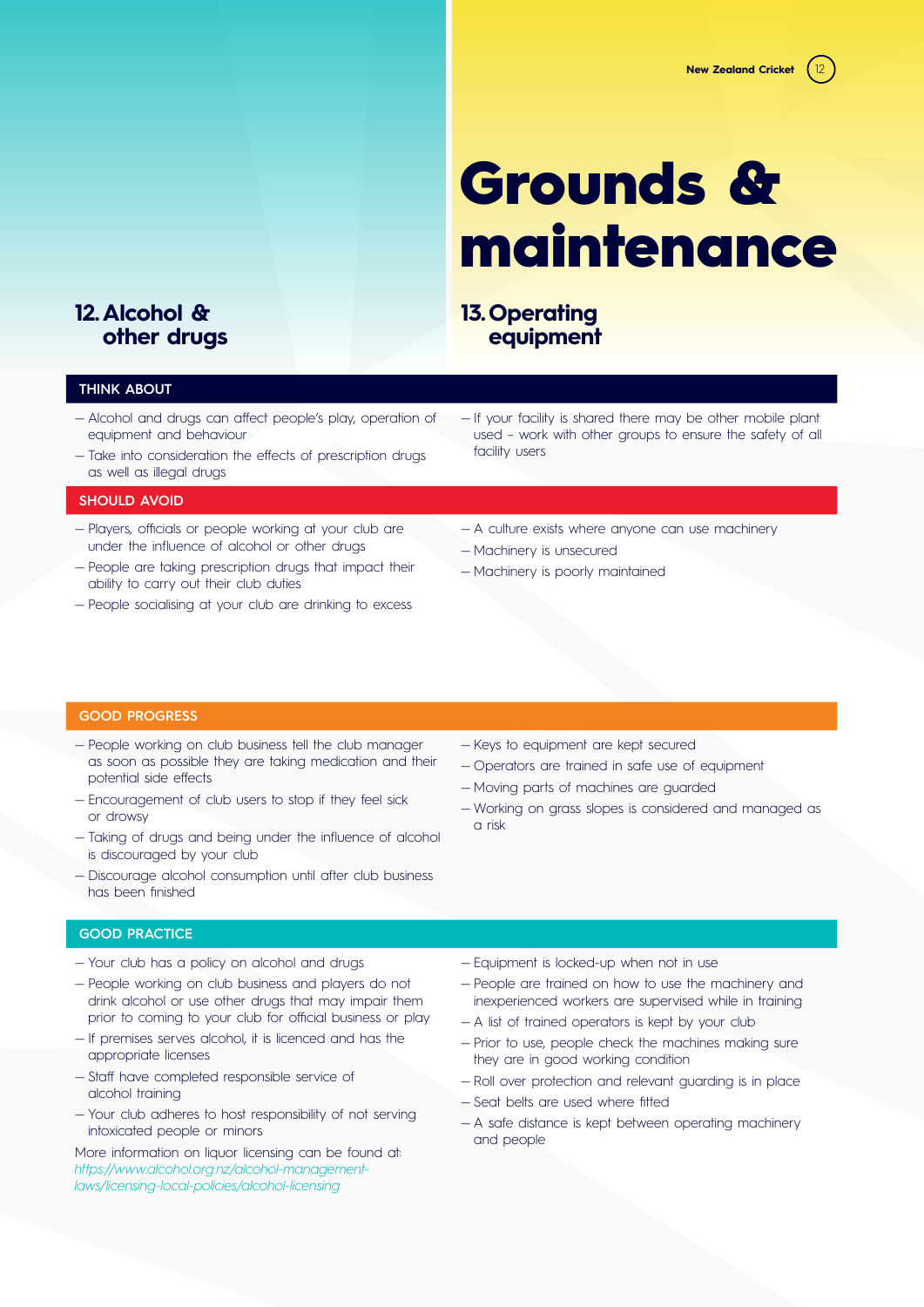# Grounds & maintenance

## 12. Alcohol & other drugs

### THINK ABOUT

- Alcohol and drugs can affect people's play, operation of equipment and behaviour
- Take into consideration the effects of prescription drugs as well as illegal drugs

### SHOULD AVOID

- Players, officials or people working at your club are under the influence of alcohol or other drugs
- People are taking prescription drugs that impact their ability to carry out their club duties
- People socialising at your club are drinking to excess

### GOOD PROGRESS

- People working on club business tell the club manager as soon as possible they are taking medication and their potential side effects
- Encouragement of club users to stop if they feel sick or drowsy
- Taking of drugs and being under the influence of alcohol is discouraged by your club
- Discourage alcohol consumption until after club business has been finished

### GOOD PRACTICE

- Your club has a policy on alcohol and drugs
- People working on club business and players do not drink alcohol or use other drugs that may impair them prior to coming to your club for official business or play
- If premises serves alcohol, it is licenced and has the appropriate licenses
- Staff have completed responsible service of alcohol training
- Your club adheres to host responsibility of not serving intoxicated people or minors

More information on liquor licensing can be found at: *https://www.alcohol.org.nz/alcohol-management-laws/licensing-local-policies/alcohol-licensing*

## 13. Operating equipment

### THINK ABOUT

- If your facility is shared there may be other mobile plant used – work with other groups to ensure the safety of all facility users

### SHOULD AVOID

- A culture exists where anyone can use machinery
- Machinery is unsecured
- Machinery is poorly maintained

### GOOD PROGRESS

- Keys to equipment are kept secured
- Operators are trained in safe use of equipment
- Moving parts of machines are guarded
- Working on grass slopes is considered and managed as a risk

### GOOD PRACTICE

- Equipment is locked-up when not in use
- People are trained on how to use the machinery and inexperienced workers are supervised while in training
- A list of trained operators is kept by your club
- Prior to use, people check the machines making sure they are in good working condition
- Roll over protection and relevant guarding is in place
- Seat belts are used where fitted
- A safe distance is kept between operating machinery and people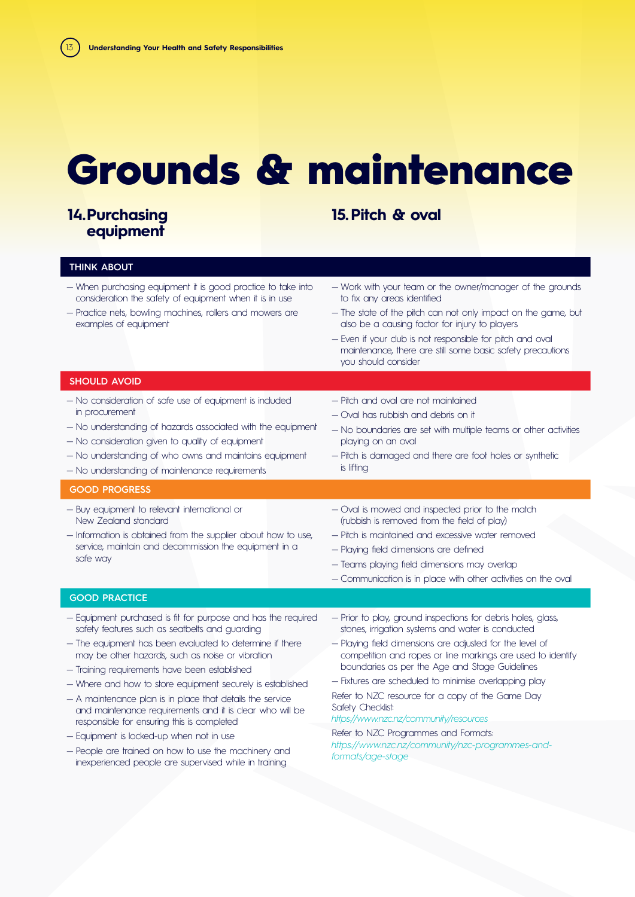# Grounds & maintenance

## 14. Purchasing equipment

### THINK ABOUT

- When purchasing equipment it is good practice to take into consideration the safety of equipment when it is in use
- Practice nets, bowling machines, rollers and mowers are examples of equipment

### SHOULD AVOID

- No consideration of safe use of equipment is included in procurement
- No understanding of hazards associated with the equipment
- No consideration given to quality of equipment
- No understanding of who owns and maintains equipment
- No understanding of maintenance requirements

### GOOD PROGRESS

- Buy equipment to relevant international or New Zealand standard
- Information is obtained from the supplier about how to use, service, maintain and decommission the equipment in a safe way

### GOOD PRACTICE

- Equipment purchased is fit for purpose and has the required safety features such as seatbelts and guarding
- The equipment has been evaluated to determine if there may be other hazards, such as noise or vibration
- Training requirements have been established
- Where and how to store equipment securely is established
- A maintenance plan is in place that details the service and maintenance requirements and it is clear who will be responsible for ensuring this is completed
- Equipment is locked-up when not in use
- People are trained on how to use the machinery and inexperienced people are supervised while in training

## 15. Pitch & oval

### THINK ABOUT

- Work with your team or the owner/manager of the grounds to fix any areas identified
- The state of the pitch can not only impact on the game, but also be a causing factor for injury to players
- Even if your club is not responsible for pitch and oval maintenance, there are still some basic safety precautions you should consider

### SHOULD AVOID

- Pitch and oval are not maintained
- Oval has rubbish and debris on it
- No boundaries are set with multiple teams or other activities playing on an oval
- Pitch is damaged and there are foot holes or synthetic is lifting

### GOOD PROGRESS

- Oval is mowed and inspected prior to the match (rubbish is removed from the field of play)
- Pitch is maintained and excessive water removed
- Playing field dimensions are defined
- Teams playing field dimensions may overlap
- Communication is in place with other activities on the oval

### GOOD PRACTICE

- Prior to play, ground inspections for debris holes, glass, stones, irrigation systems and water is conducted
- Playing field dimensions are adjusted for the level of competition and ropes or line markings are used to identify boundaries as per the Age and Stage Guidelines
- Fixtures are scheduled to minimise overlapping play

Refer to NZC resource for a copy of the Game Day Safety Checklist:
*https://www.nzc.nz/community/resources*

Refer to NZC Programmes and Formats:
*https://www.nzc.nz/community/nzc-programmes-and-formats/age-stage*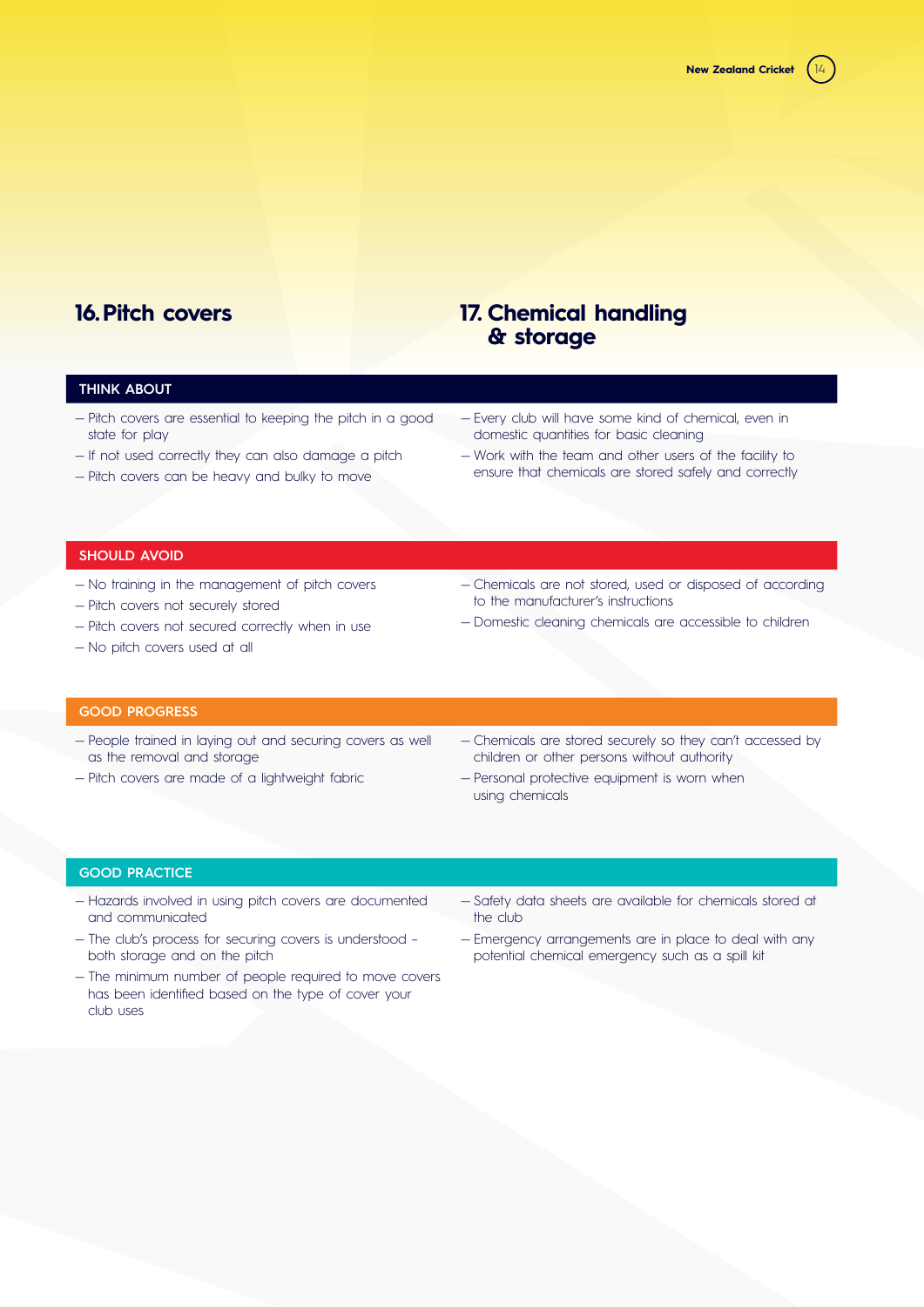## 16. Pitch covers

### THINK ABOUT

- Pitch covers are essential to keeping the pitch in a good state for play
- If not used correctly they can also damage a pitch
- Pitch covers can be heavy and bulky to move

### SHOULD AVOID

- No training in the management of pitch covers
- Pitch covers not securely stored
- Pitch covers not secured correctly when in use
- No pitch covers used at all

### GOOD PROGRESS

- People trained in laying out and securing covers as well as the removal and storage
- Pitch covers are made of a lightweight fabric

### GOOD PRACTICE

- Hazards involved in using pitch covers are documented and communicated
- The club's process for securing covers is understood – both storage and on the pitch
- The minimum number of people required to move covers has been identified based on the type of cover your club uses

## 17. Chemical handling & storage

### THINK ABOUT

- Every club will have some kind of chemical, even in domestic quantities for basic cleaning
- Work with the team and other users of the facility to ensure that chemicals are stored safely and correctly

### SHOULD AVOID

- Chemicals are not stored, used or disposed of according to the manufacturer's instructions
- Domestic cleaning chemicals are accessible to children

### GOOD PROGRESS

- Chemicals are stored securely so they can't accessed by children or other persons without authority
- Personal protective equipment is worn when using chemicals

### GOOD PRACTICE

- Safety data sheets are available for chemicals stored at the club
- Emergency arrangements are in place to deal with any potential chemical emergency such as a spill kit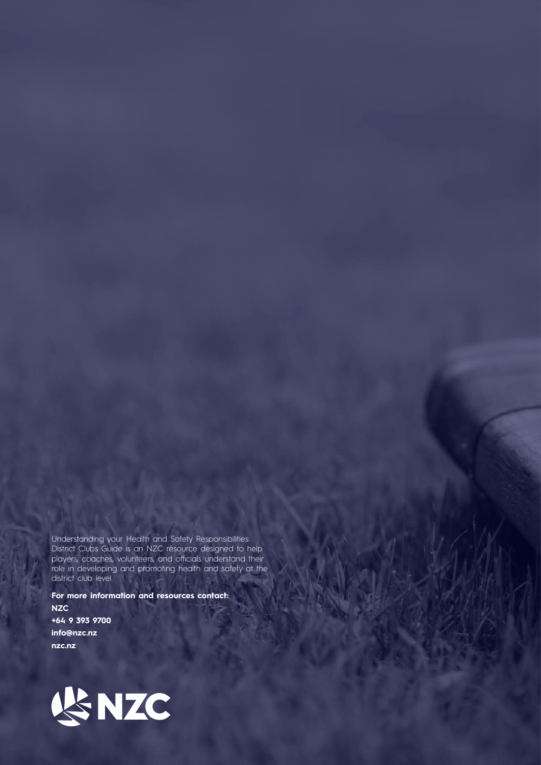Understanding your Health and Safety Responsibilities: District Clubs Guide is an NZC resource designed to help players, coaches, volunteers, and officials understand their role in developing and promoting health and safety at the district club level.

**For more information and resources contact:**

**NZC**

**+64 9 393 9700**

**info@nzc.nz**

**nzc.nz**

NZC